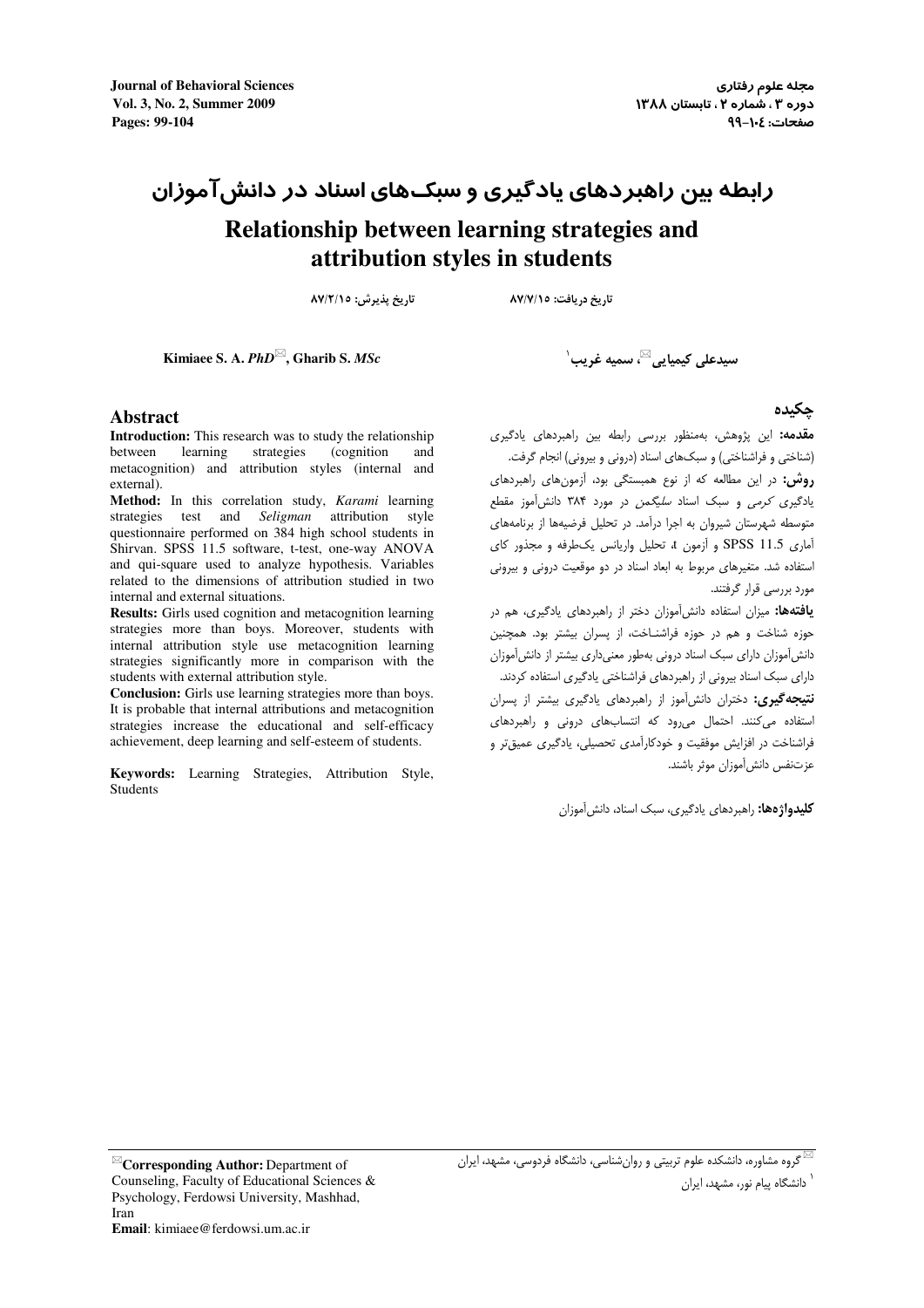# رابطه بین راهبردهای یادگیری و سبک‌های اسناد در دانش‌آموزان

# Relationship between learning strategies and attribution styles in students

تاریخ دریافت: ۸۷/۷/۱۵ — تاریخ پذیرش: ۸۷/۲/۱۵

سیدعلی کیمیایی ✉، سمیه غریب [۱]

Kimiaee S. A. *PhD* ✉, Gharib S. *MSc*

## چکیده

**مقدمه:** این پژوهش، به‌منظور بررسی رابطه بین راهبردهای یادگیری (شناختی و فراشناختی) و سبک‌های اسناد (درونی و بیرونی) انجام گرفت.

**روش:** در این مطالعه که از نوع همبستگی بود، آزمون‌های راهبردهای یادگیری *کرمی* و سبک اسناد *سلیگمن* در مورد ۳۸۴ دانش‌آموز مقطع متوسطه شهرستان شیروان به اجرا درآمد. در تحلیل فرضیه‌ها از برنامه‌های آماری SPSS 11.5 و آزمون t، تحلیل واریانس یک‌طرفه و مجذور کای استفاده شد. متغیرهای مربوط به ابعاد اسناد در دو موقعیت درونی و بیرونی مورد بررسی قرار گرفتند.

**یافته‌ها:** میزان استفاده دانش‌آموزان دختر از راهبردهای یادگیری، هم در حوزه شناخت و هم در حوزه فراشناخت، از پسران بیشتر بود. همچنین دانش‌آموزان دارای سبک اسناد درونی به‌طور معنی‌داری بیشتر از دانش‌آموزان دارای سبک اسناد بیرونی از راهبردهای فراشناختی یادگیری استفاده کردند.

**نتیجه‌گیری:** دختران دانش‌آموز از راهبردهای یادگیری بیشتر از پسران استفاده می‌کنند. احتمال می‌رود که انتساب‌های درونی و راهبردهای فراشناخت در افزایش موفقیت و خودکارآمدی تحصیلی، یادگیری عمیق‌تر و عزت‌نفس دانش‌آموزان موثر باشند.

**کلیدواژه‌ها:** راهبردهای یادگیری، سبک اسناد، دانش‌آموزان

## Abstract

**Introduction:** This research was to study the relationship between learning strategies (cognition and metacognition) and attribution styles (internal and external).

**Method:** In this correlation study, *Karami* learning strategies test and *Seligman* attribution style questionnaire performed on 384 high school students in Shirvan. SPSS 11.5 software, t-test, one-way ANOVA and qui-square used to analyze hypothesis. Variables related to the dimensions of attribution studied in two internal and external situations.

**Results:** Girls used cognition and metacognition learning strategies more than boys. Moreover, students with internal attribution style use metacognition learning strategies significantly more in comparison with the students with external attribution style.

**Conclusion:** Girls use learning strategies more than boys. It is probable that internal attributions and metacognition strategies increase the educational and self-efficacy achievement, deep learning and self-esteem of students.

**Keywords:** Learning Strategies, Attribution Style, Students

---

✉ گروه مشاوره، دانشکده علوم تربیتی و روان‌شناسی، دانشگاه فردوسی، مشهد، ایران

[۱] دانشگاه پیام نور، مشهد، ایران

✉**Corresponding Author:** Department of Counseling, Faculty of Educational Sciences & Psychology, Ferdowsi University, Mashhad, Iran
**Email**: kimiaee@ferdowsi.um.ac.ir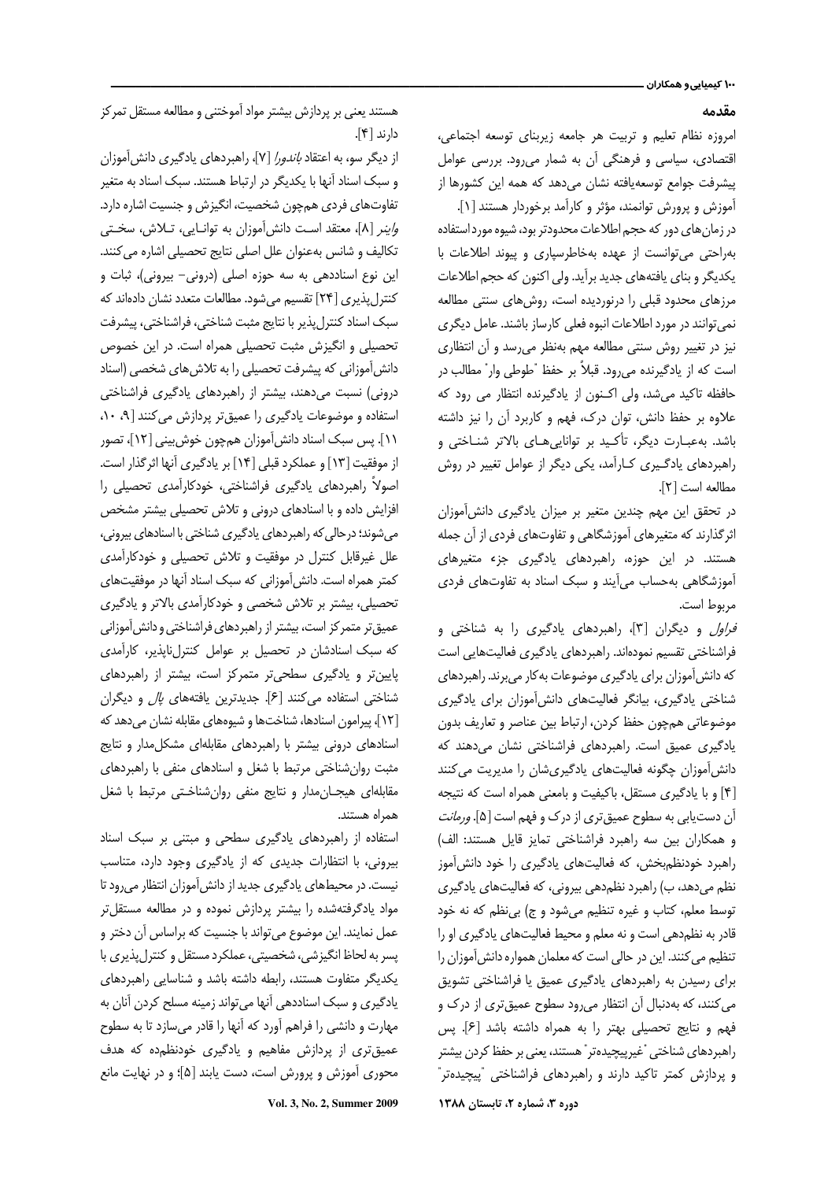## مقدمه

امروزه نظام تعلیم و تربیت هر جامعه زیربنای توسعه اجتماعی، اقتصادی، سیاسی و فرهنگی آن به شمار می‌رود. بررسی عوامل پیشرفت جوامع توسعه‌یافته نشان می‌دهد که همه این کشورها از آموزش و پرورش توانمند، مؤثر و کارآمد برخوردار هستند [۱].

در زمان‌های دور که حجم اطلاعات محدودتر بود، شیوه مورد استفاده به‌راحتی می‌توانست از عهده به‌خاطرسپاری و پیوند اطلاعات با یکدیگر و بنای یافته‌های جدید برآید. ولی اکنون که حجم اطلاعات مرزهای محدود قبلی را درنوردیده است، روش‌های سنتی مطالعه نمی‌توانند در مورد اطلاعات انبوه فعلی کارساز باشند. عامل دیگری نیز در تغییر روش سنتی مطالعه مهم به‌نظر می‌رسد و آن انتظاری است که از یادگیرنده می‌رود. قبلاً بر حفظ "طوطی وار" مطالب در حافظه تاکید می‌شد، ولی اکنون از یادگیرنده انتظار می رود که علاوه بر حفظ دانش، توان درک، فهم و کاربرد آن را نیز داشته باشد. به‌عبارت دیگر، تأکید بر توانایی‌های بالاتر شناختی و راهبردهای یادگیری کارآمد، یکی دیگر از عوامل تغییر در روش مطالعه است [۲].

در تحقق این مهم چندین متغیر بر میزان یادگیری دانش‌آموزان اثرگذارند که متغیرهای آموزشگاهی و تفاوت‌های فردی از آن جمله هستند. در این حوزه، راهبردهای یادگیری جزء متغیرهای آموزشگاهی به‌حساب می‌آیند و سبک اسناد به تفاوت‌های فردی مربوط است.

*فراول* و دیگران [۳]، راهبردهای یادگیری را به شناختی و فراشناختی تقسیم نموده‌اند. راهبردهای یادگیری فعالیت‌هایی است که دانش‌آموزان برای یادگیری موضوعات به‌کار می‌برند. راهبردهای شناختی یادگیری، بیانگر فعالیت‌های دانش‌آموزان برای یادگیری موضوعاتی همچون حفظ کردن، ارتباط بین عناصر و تعاریف بدون یادگیری عمیق است. راهبردهای فراشناختی نشان می‌دهند که دانش‌آموزان چگونه فعالیت‌های یادگیری‌شان را مدیریت می‌کنند [۴] و با یادگیری مستقل، باکیفیت و بامعنی همراه است که نتیجه آن دست‌یابی به سطوح عمیق‌تری از درک و فهم است [۵]. *ورمانت* و همکاران بین سه راهبرد فراشناختی تمایز قایل هستند: الف) راهبرد خودنظم‌بخش، که فعالیت‌های یادگیری را خود دانش‌آموز نظم می‌دهد، ب) راهبرد نظم‌دهی بیرونی، که فعالیت‌های یادگیری توسط معلم، کتاب و غیره تنظیم می‌شود و ج) بی‌نظم که نه خود قادر به نظم‌دهی است و نه معلم و محیط فعالیت‌های یادگیری او را تنظیم می‌کنند. این در حالی است که معلمان همواره دانش‌آموزان را برای رسیدن به راهبردهای یادگیری عمیق یا فراشناختی تشویق می‌کنند، که به‌دنبال آن انتظار می‌رود سطوح عمیق‌تری از درک و فهم و نتایج تحصیلی بهتر را به همراه داشته باشد [۶]. پس راهبردهای شناختی "غیرپیچیده‌تر" هستند، یعنی بر حفظ کردن بیشتر و پردازش کمتر تاکید دارند و راهبردهای فراشناختی "پیچیده‌تر" هستند یعنی بر پردازش بیشتر مواد آموختنی و مطالعه مستقل تمرکز دارند [۴].

از دیگر سو، به اعتقاد *باندورا* [۷]، راهبردهای یادگیری دانش‌آموزان و سبک اسناد آنها با یکدیگر در ارتباط هستند. سبک اسناد به متغیر تفاوت‌های فردی همچون شخصیت، انگیزش و جنسیت اشاره دارد. *واینر* [۸]، معتقد است دانش‌آموزان به توانایی، تلاش، سختی تکالیف و شانس به‌عنوان علل اصلی نتایج تحصیلی اشاره می‌کنند. این نوع اسناددهی به سه حوزه اصلی (درونی- بیرونی)، ثبات و کنترل‌پذیری [۲۴] تقسیم می‌شود. مطالعات متعدد نشان داده‌اند که سبک اسناد کنترل‌پذیر با نتایج مثبت شناختی، فراشناختی، پیشرفت تحصیلی و انگیزش مثبت تحصیلی همراه است. در این خصوص دانش‌آموزانی که پیشرفت تحصیلی را به تلاش‌های شخصی (اسناد درونی) نسبت می‌دهند، بیشتر از راهبردهای یادگیری فراشناختی استفاده و موضوعات یادگیری را عمیق‌تر پردازش می‌کنند [۹، ۱۰، ۱۱]. پس سبک اسناد دانش‌آموزان همچون خوش‌بینی [۱۲]، تصور از موفقیت [۱۳] و عملکرد قبلی [۱۴] بر یادگیری آنها اثرگذار است. اصولاً راهبردهای یادگیری فراشناختی، خودکارآمدی تحصیلی را افزایش داده و با اسنادهای درونی و تلاش تحصیلی بیشتر مشخص می‌شوند؛ درحالی‌که راهبردهای یادگیری شناختی با اسنادهای بیرونی، علل غیرقابل کنترل در موفقیت و تلاش تحصیلی و خودکارآمدی کمتر همراه است. دانش‌آموزانی که سبک اسناد آنها در موفقیت‌های تحصیلی، بیشتر بر تلاش شخصی و خودکارآمدی بالاتر و یادگیری عمیق‌تر متمرکز است، بیشتر از راهبردهای فراشناختی و دانش‌آموزانی که سبک اسنادشان در تحصیل بر عوامل کنترل‌ناپذیر، کارآمدی پایین‌تر و یادگیری سطحی‌تر متمرکز است، بیشتر از راهبردهای شناختی استفاده می‌کنند [۶]. جدیدترین یافته‌های *پال* و دیگران [۱۲]، پیرامون اسنادها، شناخت‌ها و شیوه‌های مقابله نشان می‌دهد که اسنادهای درونی بیشتر با راهبردهای مقابله‌ای مشکل‌مدار و نتایج مثبت روان‌شناختی مرتبط با شغل و اسنادهای منفی با راهبردهای مقابله‌ای هیجان‌مدار و نتایج منفی روان‌شناختی مرتبط با شغل همراه هستند.

استفاده از راهبردهای یادگیری سطحی و مبتنی بر سبک اسناد بیرونی، با انتظارات جدیدی که از یادگیری وجود دارد، متناسب نیست. در محیط‌های یادگیری جدید از دانش‌آموزان انتظار می‌رود تا مواد یادگرفته‌شده را بیشتر پردازش نموده و در مطالعه مستقل‌تر عمل نمایند. این موضوع می‌تواند با جنسیت که براساس آن دختر و پسر به لحاظ انگیزشی، شخصیتی، عملکرد مستقل و کنترل‌پذیری با یکدیگر متفاوت هستند، رابطه داشته باشد و شناسایی راهبردهای یادگیری و سبک اسناددهی آنها می‌تواند زمینه مسلح کردن آنان به مهارت و دانشی را فراهم آورد که آنها را قادر می‌سازد تا به سطوح عمیق‌تری از پردازش مفاهیم و یادگیری خودنظم‌ده که هدف محوری آموزش و پرورش است، دست یابند [۵]؛ و در نهایت مانع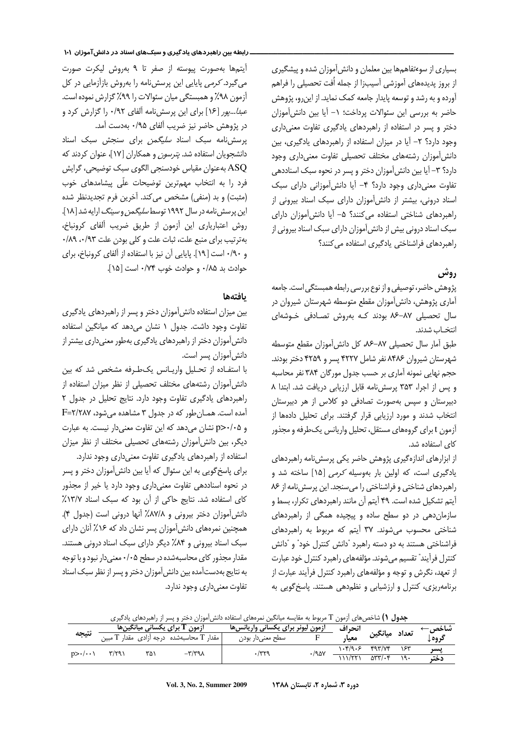بسیاری از سوءتفاهم‌ها بین معلمان و دانش‌آموزان شده و پیشگیری از بروز پدیده‌های آموزشی آسیب‌زا از جمله اُفت تحصیلی را فراهم آورده و به رشد و توسعه پایدار جامعه کمک نماید. از این‌رو، پژوهش حاضر به بررسی این سئوالات پرداخت؛ ۱- آیا بین دانش‌آموزان دختر و پسر در استفاده از راهبردهای یادگیری تفاوت معنی‌داری وجود دارد؟ ۲- آیا در میزان استفاده از راهبردهای یادگیری، بین دانش‌آموزان رشته‌های مختلف تحصیلی تفاوت معنی‌داری وجود دارد؟ ۳- آیا بین دانش‌آموزان دختر و پسر در نحوه سبک اسناددهی تفاوت معنی‌داری وجود دارد؟ ۴- آیا دانش‌آموزانی دارای سبک اسناد درونی، بیشتر از دانش‌آموزان دارای سبک اسناد بیرونی از راهبردهای شناختی استفاده می‌کنند؟ ۵- آیا دانش‌آموزان دارای سبک اسناد درونی بیش از دانش‌آموزان دارای سبک اسناد بیرونی از راهبردهای فراشناختی یادگیری استفاده می‌کنند؟

## روش

پژوهش حاضر، توصیفی و از نوع بررسی رابطه همبستگی است. جامعه آماری پژوهش، دانش‌آموزان مقطع متوسطه شهرستان شیروان در سال تحصیلی ۸۷-۸۶ بودند کـه به‌روش تصـادفی خـوشه‌ای انتخـاب شدند.

طبق آمار سال تحصیلی ۸۷-۸۶، کل دانش‌آموزان مقطع متوسطه شهرستان شیروان ۸۴۸۶ نفر شامل ۴۲۲۷ پسر و ۴۲۵۹ دختر بودند. حجم نهایی نمونه آماری بر حسب جدول مورگان ۳۸۴ نفر محاسبه و پس از اجرا، ۳۵۳ پرسش‌نامه قابل ارزیابی دریافت شد. ابتدا ۸ دبیرستان و سپس به‌صورت تصادفی دو کلاس از هر دبیرستان انتخاب شدند و مورد ارزیابی قرار گرفتند. برای تحلیل داده‌ها از آزمون t برای گروه‌های مستقل، تحلیل واریانس یک‌طرفه و مجذور کای استفاده شد.

از ابزارهای اندازه‌گیری پژوهش حاضر یکی پرسش‌نامه راهبردهای یادگیری است، که اولین بار به‌وسیله *کرمی* [۱۵] ساخته شد و راهبردهای شناختی و فراشناختی را می‌سنجد. این پرسش‌نامه از ۸۶ آیتم تشکیل شده است. ۴۹ آیتم آن مانند راهبردهای تکرار، بسط و سازمان‌دهی در دو سطح ساده و پیچیده همگی از راهبردهای شناختی محسوب می‌شوند. ۳۷ آیتم که مربوط به راهبردهای فراشناختی هستند به دو دسته راهبرد "دانش کنترل خود" و "دانش کنترل فرآیند" تقسیم می‌شوند. مؤلفه‌های راهبرد کنترل خود عبارت از تعهد، نگرش و توجه و مؤلفه‌های راهبرد کنترل فرآیند عبارت از برنامه‌ریزی، کنترل و ارزشیابی و نظم‌دهی هستند. پاسخ‌گویی به آیتم‌ها به‌صورت پیوسته از صفر تا ۹ به‌روش لیکرت صورت می‌گیرد. *کرمی* پایایی این پرسش‌نامه را به‌روش بازآزمایی در کل آزمون ۹۸٪ و همبستگی میان سئوالات را ۹۹٪ گزارش نموده است. *عبدا...پور* [۱۶] برای این پرسش‌نامه آلفای ۰/۹۲ را گزارش کرد و در پژوهش حاضر نیز ضریب آلفای ۰/۹۵ به‌دست آمد.

پرسش‌نامه سبک اسناد *سلیگمن* برای سنجش سبک اسناد دانشجویان استفاده شد. *پترسون* و همکاران [۱۷]، عنوان کردند که ASQ به‌عنوان مقیاس خودسنجی الگوی سبک توضیحی، گرایش فرد را به انتخاب مهم‌ترین توضیحات علّی پیشامدهای خوب (مثبت) و بد (منفی) مشخص می‌کند. آخرین فرم تجدیدنظر شده این پرسش‌نامه در سال ۱۹۹۲ توسط *سلیگمن و سینگ* ارایه شد [۱۸]. روش اعتباریابی این آزمون از طریق ضریب آلفای کرونباخ، به‌ترتیب برای منبع علت، ثبات علت و کلی بودن علت ۰/۹۳، ۰/۸۹ و ۰/۹۰ است [۱۹]. پایایی آن نیز با استفاده از آلفای کرونباخ، برای حوادث بد ۰/۸۵ و حوادث خوب ۰/۷۴ است [۱۵].

## یافته‌ها

بین میزان استفاده دانش‌آموزان دختر و پسر از راهبردهای یادگیری تفاوت وجود داشت. جدول ۱ نشان می‌دهد که میانگین استفاده دانش‌آموزان دختر از راهبردهای یادگیری به‌طور معنی‌داری بیشتر از دانش‌آموزان پسر است.

با استفـاده از تحـلیل واریـانس یک‌طـرفه مشخص شد که بین دانش‌آموزان رشته‌های مختلف تحصیلی از نظر میزان استفاده از راهبردهای یادگیری تفاوت وجود دارد. نتایج تحلیل در جدول ۲ آمده است. همـان‌طور که در جدول ۳ مشاهده می‌شود، $F=2/287$ و $p>0/05$ نشان می‌دهد که این تفاوت معنی‌دار نیست. به عبارت دیگر، بین دانش‌آموزان رشته‌های تحصیلی مختلف از نظر میزان استفاده از راهبردهای یادگیری تفاوت معنی‌داری وجود ندارد.

برای پاسخ‌گویی به این سئوال که آیا بین دانش‌آموزان دختر و پسر در نحوه اسناددهی تفاوت معنی‌داری وجود دارد یا خیر از مجذور کای استفاده شد. نتایج حاکی از آن بود که سبک اسناد ۱۳/۷٪ دانش‌آموزان دختر بیرونی و ۸۷/۸٪ آنها درونی است (جدول ۴). همچنین نمره‌های دانش‌آموزان پسر نشان داد که ۱۶٪ آنان دارای سبک اسناد بیرونی و ۸۴٪ دیگر دارای سبک اسناد درونی هستند. مقدار مجذور کای محاسبه‌شده در سطح ۰/۰۵ معنی‌دار نبود و با توجه به نتایج به‌دست‌آمده بین دانش‌آموزان دختر و پسر از نظر سبک اسناد تفاوت معنی‌داری وجود ندارد.

**جدول ۱)** شاخص‌های آزمون T مربوط به مقایسه میانگین نمره‌های استفاده دانش‌آموزان دختر و پسر از راهبردهای یادگیری

| شاخص← گروه↓ | تعداد | میانگین | انحراف معیار | آزمون لیوِن برای یکسانی واریانس‌ها: F | آزمون لیوِن برای یکسانی واریانس‌ها: سطح معنی‌دار بودن | آزمون T برای یکسانی میانگین‌ها: مقدار T محاسبه‌شده | آزمون T برای یکسانی میانگین‌ها: درجه آزادی | آزمون T برای یکسانی میانگین‌ها: مقدار T مبین | نتیجه |
|---|---|---|---|---|---|---|---|---|---|
| پسر | ۱۶۳ | ۴۹۳/۷۴ | ۱۰۴/۹۰۶ | ۰/۹۵۷ | ۰/۳۲۹ | ۳/۳۹۸- | ۳۵۱ | ۳/۲۹۱ | $p>0/001$ |
| دختر | ۱۹۰ | ۵۳۳/۰۴ | ۱۱۱/۲۲۱ | | | | | | |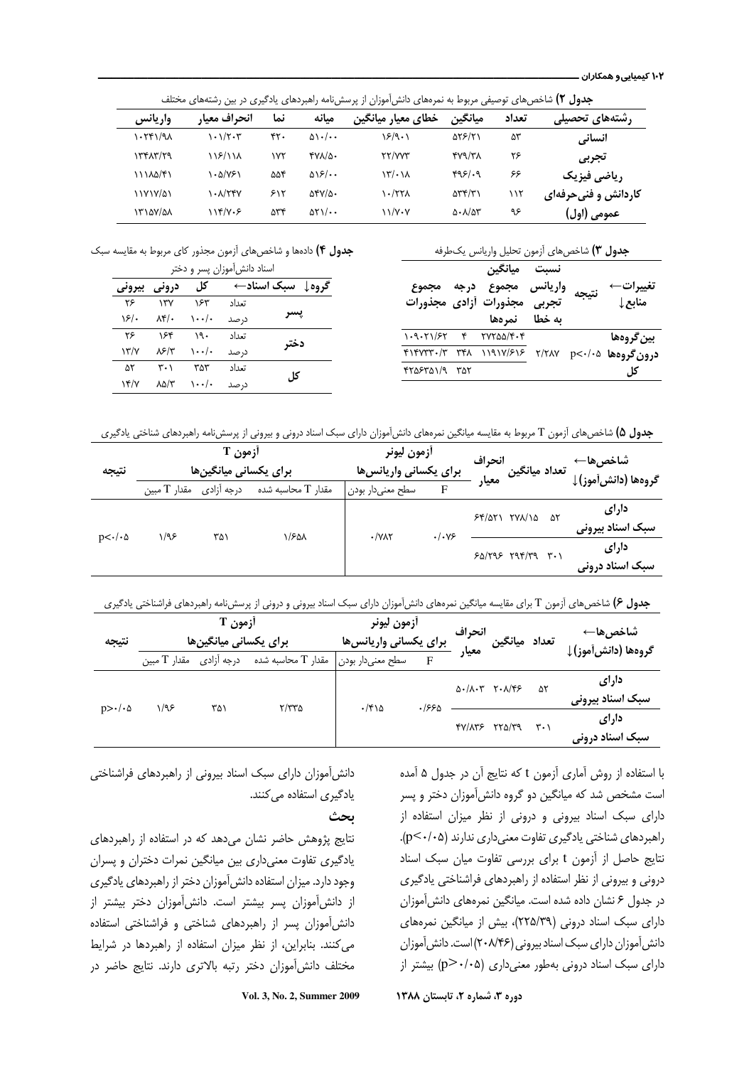**جدول ۲)** شاخص‌های توصیفی مربوط به نمره‌های دانش‌آموزان از پرسش‌نامه راهبردهای یادگیری در بین رشته‌های مختلف

| رشته‌های تحصیلی | تعداد | میانگین | خطای معیار میانگین | میانه | نما | انحراف معیار | واریانس |
|---|---|---|---|---|---|---|---|
| انسانی | ۵۳ | ۵۲۶/۲۱ | ۱۶/۹۰۱ | ۵۱۰/۰۰ | ۴۲۰ | ۱۰۱/۲۰۳ | ۱۰۲۴۱/۹۸ |
| تجربی | ۲۶ | ۴۷۹/۳۸ | ۲۲/۷۷۳ | ۴۷۸/۵۰ | ۱۷۲ | ۱۱۶/۱۱۸ | ۱۳۴۸۳/۲۹ |
| ریاضی فیزیک | ۶۶ | ۴۹۶/۰۹ | ۱۳/۰۱۸ | ۵۱۶/۰۰ | ۵۵۴ | ۱۰۵/۷۶۱ | ۱۱۱۸۵/۴۱ |
| کاردانش و فنی‌حرفه‌ای | ۱۱۲ | ۵۳۴/۳۱ | ۱۰/۲۲۸ | ۵۴۷/۵۰ | ۶۱۲ | ۱۰۸/۲۴۷ | ۱۱۷۱۷/۵۱ |
| عمومی (اول) | ۹۶ | ۵۰۸/۵۳ | ۱۱/۷۰۷ | ۵۲۱/۰۰ | ۵۳۴ | ۱۱۴/۷۰۶ | ۱۳۱۵۷/۵۸ |

**جدول ۳)** شاخص‌های آزمون تحلیل واریانس یک‌طرفه

| تغییرات← منابع↓ | نتیجه | نسبت واریانس تجربی | میانگین مجموع مجذورات نمره‌ها به خطا | درجه آزادی | مجموع مجذورات |
|---|---|---|---|---|---|
| بین گروه‌ها | | | ۲۷۲۵۵/۴۰۴ | ۴ | ۱۰۹۰۲۱/۶۲ |
| درون گروه‌ها | $p<0/05$ | ۲/۲۸۷ | ۱۱۹۱۷/۶۱۶ | ۳۴۸ | ۴۱۴۷۳۳۰/۳ |
| کل | | | | ۳۵۲ | ۴۲۵۶۳۵۱/۹ |

**جدول ۴)** داده‌ها و شاخص‌های آزمون مجذور کای مربوط به مقایسه سبک اسناد دانش‌آموزان پسر و دختر

| گروه↓ | سبک اسناد← | کل | درونی | بیرونی |
|---|---|---|---|---|
| پسر | تعداد | ۱۶۳ | ۱۳۷ | ۲۶ |
| | درصد | ۱۰۰/۰ | ۸۴/۰ | ۱۶/۰ |
| دختر | تعداد | ۱۹۰ | ۱۶۴ | ۲۶ |
| | درصد | ۱۰۰/۰ | ۸۶/۳ | ۱۳/۷ |
| کل | تعداد | ۳۵۳ | ۳۰۱ | ۵۲ |
| | درصد | ۱۰۰/۰ | ۸۵/۳ | ۱۴/۷ |

**جدول ۵)** شاخص‌های آزمون T مربوط به مقایسه میانگین نمره‌های دانش‌آموزان دارای سبک اسناد درونی و بیرونی از پرسش‌نامه راهبردهای شناختی یادگیری

| شاخص‌ها← گروه‌ها (دانش‌آموز)↓ | تعداد | میانگین | انحراف معیار | آزمون لیونر برای یکسانی واریانس‌ها: F | سطح معنی‌دار بودن | آزمون T برای یکسانی میانگین‌ها: مقدار T محاسبه شده | درجه آزادی | مقدار T مبین | نتیجه |
|---|---|---|---|---|---|---|---|---|---|
| دارای سبک اسناد بیرونی | ۵۲ | ۲۷۸/۱۵ | ۶۴/۵۲۱ | ۰/۰۷۶ | ۰/۷۸۲ | ۱/۶۵۸ | ۳۵۱ | ۱/۹۶ | $p<0/05$ |
| دارای سبک اسناد درونی | ۳۰۱ | ۲۹۴/۳۹ | ۶۵/۲۹۶ | | | | | | |

**جدول ۶)** شاخص‌های آزمون T برای مقایسه میانگین نمره‌های دانش‌آموزان دارای سبک اسناد بیرونی و درونی از پرسش‌نامه راهبردهای فراشناختی یادگیری

| شاخص‌ها← گروه‌ها (دانش‌آموز)↓ | تعداد | میانگین | انحراف معیار | آزمون لیونر برای یکسانی واریانس‌ها: F | سطح معنی‌دار بودن | آزمون T برای یکسانی میانگین‌ها: مقدار T محاسبه شده | درجه آزادی | مقدار T مبین | نتیجه |
|---|---|---|---|---|---|---|---|---|---|
| دارای سبک اسناد بیرونی | ۵۲ | ۲۰۸/۴۶ | ۵۰/۸۰۳ | ۰/۶۶۵ | ۰/۴۱۵ | ۲/۳۳۵ | ۳۵۱ | ۱/۹۶ | $p>0/05$ |
| دارای سبک اسناد درونی | ۳۰۱ | ۲۲۵/۳۹ | ۴۷/۸۳۶ | | | | | | |

با استفاده از روش آماری آزمون t که نتایج آن در جدول ۵ آمده است مشخص شد که میانگین دو گروه دانش‌آموزان دختر و پسر دارای سبک اسناد بیرونی و درونی از نظر میزان استفاده از راهبردهای شناختی یادگیری تفاوت معنی‌داری ندارند ($p<0/05$). نتایج حاصل از آزمون t برای بررسی تفاوت میان سبک اسناد درونی و بیرونی از نظر استفاده از راهبردهای فراشناختی یادگیری در جدول ۶ نشان داده شده است. میانگین نمره‌های دانش‌آموزان دارای سبک اسناد درونی (۲۲۵/۳۹)، بیش از میانگین نمره‌های دانش‌آموزان دارای سبک اسناد بیرونی (۲۰۸/۴۶) است. دانش‌آموزان دارای سبک اسناد درونی به‌طور معنی‌داری ($p>0/05$) بیشتر از دانش‌آموزان دارای سبک اسناد بیرونی از راهبردهای فراشناختی یادگیری استفاده می‌کنند.

## بحث

نتایج پژوهش حاضر نشان می‌دهد که در استفاده از راهبردهای یادگیری تفاوت معنی‌داری بین میانگین نمرات دختران و پسران وجود دارد. میزان استفاده دانش‌آموزان دختر از راهبردهای یادگیری از دانش‌آموزان پسر بیشتر است. دانش‌آموزان دختر بیشتر از دانش‌آموزان پسر از راهبردهای شناختی و فراشناختی استفاده می‌کنند. بنابراین، از نظر میزان استفاده از راهبردها در شرایط مختلف دانش‌آموزان دختر رتبه بالاتری دارند. نتایج حاضر در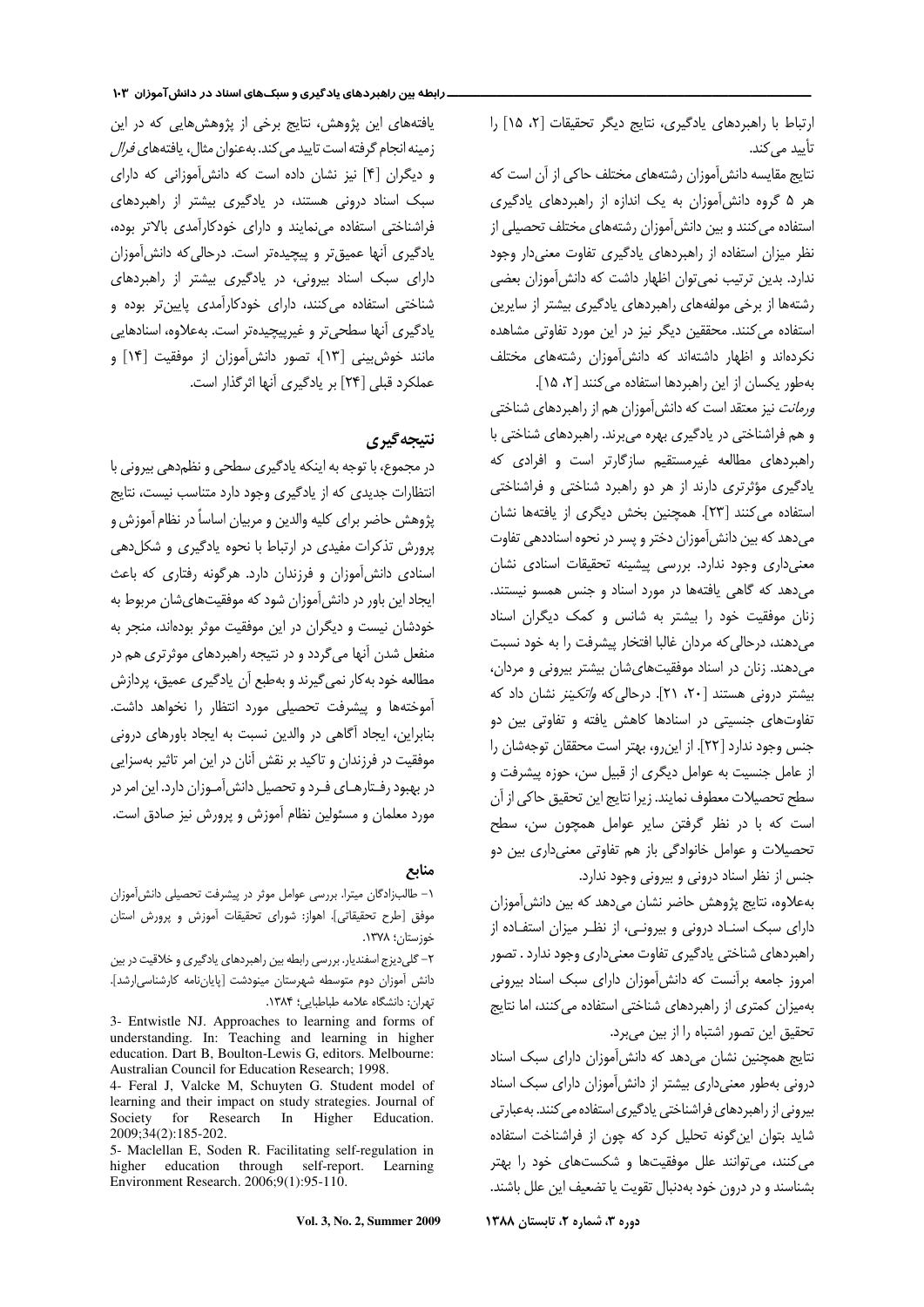ارتباط با راهبردهای یادگیری، نتایج دیگر تحقیقات [۲، ۱۵] را تأیید می‌کند.

نتایج مقایسه دانش‌آموزان رشته‌های مختلف حاکی از آن است که هر ۵ گروه دانش‌آموزان به یک اندازه از راهبردهای یادگیری استفاده می‌کنند و بین دانش‌آموزان رشته‌های مختلف تحصیلی از نظر میزان استفاده از راهبردهای یادگیری تفاوت معنی‌دار وجود ندارد. بدین ترتیب نمی‌توان اظهار داشت که دانش‌آموزان بعضی رشته‌ها از برخی مولفه‌های راهبردهای یادگیری بیشتر از سایرین استفاده می‌کنند. محققین دیگر نیز در این مورد تفاوتی مشاهده نکرده‌اند و اظهار داشته‌اند که دانش‌آموزان رشته‌های مختلف به‌طور یکسان از این راهبردها استفاده می‌کنند [۲، ۱۵].

*ورمانت* نیز معتقد است که دانش‌آموزان هم از راهبردهای شناختی و هم فراشناختی در یادگیری بهره می‌برند. راهبردهای شناختی با راهبردهای مطالعه غیرمستقیم سازگارتر است و افرادی که یادگیری مؤثرتری دارند از هر دو راهبرد شناختی و فراشناختی استفاده می‌کنند [۲۳]. همچنین بخش دیگری از یافته‌ها نشان می‌دهد که بین دانش‌آموزان دختر و پسر در نحوه اسناددهی تفاوت معنی‌داری وجود ندارد. بررسی پیشینه تحقیقات اسنادی نشان می‌دهد که گاهی یافته‌ها در مورد اسناد و جنس همسو نیستند. زنان موفقیت خود را بیشتر به شانس و کمک دیگران اسناد می‌دهند، درحالی‌که مردان غالبا افتخار پیشرفت را به خود نسبت می‌دهند. زنان در اسناد موفقیت‌های‌شان بیشتر بیرونی و مردان، بیشتر درونی هستند [۲۰، ۲۱]. درحالی‌که *واتکینز* نشان داد که تفاوت‌های جنسیتی در اسنادها کاهش یافته و تفاوتی بین دو جنس وجود ندارد [۲۲]. از این‌رو، بهتر است محققان توجه‌شان را از عامل جنسیت به عوامل دیگری از قبیل سن، حوزه پیشرفت و سطح تحصیلات معطوف نمایند. زیرا نتایج این تحقیق حاکی از آن است که با در نظر گرفتن سایر عوامل همچون سن، سطح تحصیلات و عوامل خانوادگی باز هم تفاوت معنی‌داری بین دو جنس از نظر اسناد درونی و بیرونی وجود ندارد.

به‌علاوه، نتایج پژوهش حاضر نشان می‌دهد که بین دانش‌آموزان دارای سبک اسناد درونی و بیرونی، از نظر میزان استفاده از راهبردهای شناختی یادگیری تفاوت معنی‌داری وجود ندارد . تصور امروز جامعه برآنست که دانش‌آموزان دارای سبک اسناد بیرونی به‌میزان کمتری از راهبردهای شناختی استفاده می‌کنند، اما نتایج تحقیق این تصور اشتباه را از بین می‌برد.

نتایج همچنین نشان می‌دهد که دانش‌آموزان دارای سبک اسناد درونی به‌طور معنی‌داری بیشتر از دانش‌آموزان دارای سبک اسناد بیرونی از راهبردهای فراشناختی یادگیری استفاده می‌کنند. به‌عبارتی شاید بتوان این‌گونه تحلیل کرد که چون از فراشناخت استفاده می‌کنند، می‌توانند علل موفقیت‌ها و شکست‌های خود را بهتر بشناسند و در درون خود به‌دنبال تقویت یا تضعیف این علل باشند.

یافته‌های این پژوهش، نتایج برخی از پژوهش‌هایی که در این زمینه انجام گرفته است تایید می‌کند. به‌عنوان مثال، یافته‌های *فرال* و دیگران [۴] نیز نشان داده است که دانش‌آموزانی که دارای سبک اسناد درونی هستند، در یادگیری بیشتر از راهبردهای فراشناختی استفاده می‌نمایند و دارای خودکارآمدی بالاتر بوده، یادگیری آنها عمیق‌تر و پیچیده‌تر است. درحالی‌که دانش‌آموزان دارای سبک اسناد بیرونی، در یادگیری بیشتر از راهبردهای شناختی استفاده می‌کنند، دارای خودکارآمدی پایین‌تر بوده و یادگیری آنها سطحی‌تر و غیرپیچیده‌تر است. به‌علاوه، اسنادهایی مانند خوش‌بینی [۱۳]، تصور دانش‌آموزان از موفقیت [۱۴] و عملکرد قبلی [۲۴] بر یادگیری آنها اثرگذار است.

## نتیجه‌گیری

در مجموع، با توجه به اینکه یادگیری سطحی و نظم‌دهی بیرونی با انتظارات جدیدی که از یادگیری وجود دارد متناسب نیست، نتایج پژوهش حاضر برای کلیه والدین و مربیان اساساً در نظام آموزش و پرورش تذکرات مفیدی در ارتباط با نحوه یادگیری و شکل‌دهی اسنادی دانش‌آموزان و فرزندان دارد. هرگونه رفتاری که باعث ایجاد این باور در دانش‌آموزان شود که موفقیت‌های‌شان مربوط به خودشان نیست و دیگران در این موفقیت موثر بوده‌اند، منجر به منفعل شدن آنها می‌گردد و در نتیجه راهبردهای موثرتری هم در مطالعه خود به‌کار نمی‌گیرند و به‌طبع آن یادگیری عمیق، پردازش آموخته‌ها و پیشرفت تحصیلی مورد انتظار را نخواهد داشت. بنابراین، ایجاد آگاهی در والدین نسبت به ایجاد باورهای درونی موفقیت در فرزندان و تاکید بر نقش آنان در این امر تاثیر به‌سزایی در بهبود رفتارهای فرد و تحصیل دانش‌آموزان دارد. این امر در مورد معلمان و مسئولین نظام آموزش و پرورش نیز صادق است.

## منابع

۱- طالب‌زادگان میترا. بررسی عوامل موثر در پیشرفت تحصیلی دانش‌آموزان موفق [طرح تحقیقاتی]. اهواز: شورای تحقیقات آموزش و پرورش استان خوزستان؛ ۱۳۷۸.

۲- گلی‌دیزج اسفندیار. بررسی رابطه بین راهبردهای یادگیری و خلاقیت در بین دانش آموزان دوم متوسطه شهرستان مینودشت [پایان‌نامه کارشناسی‌ارشد]. تهران: دانشگاه علامه طباطبایی؛ ۱۳۸۴.

3- Entwistle NJ. Approaches to learning and forms of understanding. In: Teaching and learning in higher education. Dart B, Boulton-Lewis G, editors. Melbourne: Australian Council for Education Research; 1998.

4- Feral J, Valcke M, Schuyten G. Student model of learning and their impact on study strategies. Journal of Society for Research In Higher Education. 2009;34(2):185-202.

5- Maclellan E, Soden R. Facilitating self-regulation in higher education through self-report. Learning Environment Research. 2006;9(1):95-110.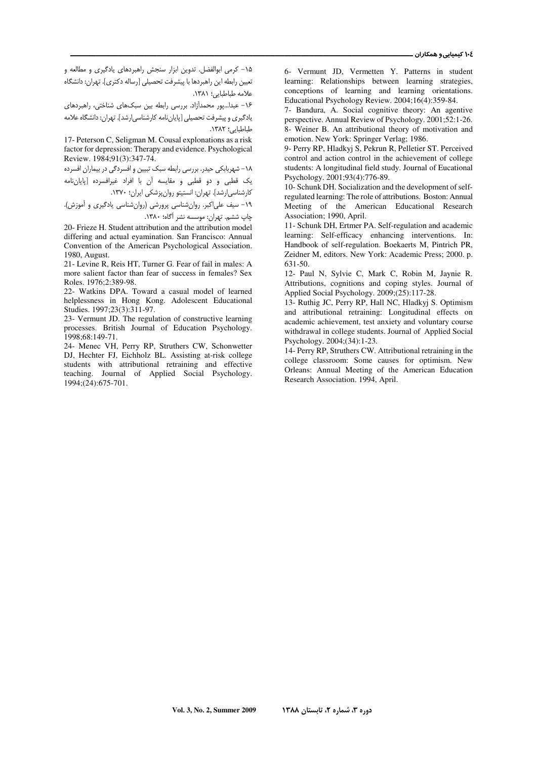6- Vermunt JD, Vermetten Y. Patterns in student learning: Relationships between learning strategies, conceptions of learning and learning orientations. Educational Psychology Review. 2004;16(4):359-84.

7- Bandura, A. Social cognitive theory: An agentive perspective. Annual Review of Psychology. 2001;52:1-26.

8- Weiner B. An attributional theory of motivation and emotion. New York: Springer Verlag; 1986.

9- Perry RP, Hladkyj S, Pekrun R, Pelletier ST. Perceived control and action control in the achievement of college students: A longitudinal field study. Journal of Eucational Psychology. 2001;93(4):776-89.

10- Schunk DH. Socialization and the development of self-regulated learning: The role of attributions. Boston: Annual Meeting of the American Educational Research Association; 1990, April.

11- Schunk DH, Ertmer PA. Self-regulation and academic learning: Self-efficacy enhancing interventions. In: Handbook of self-regulation. Boekaerts M, Pintrich PR, Zeidner M, editors. New York: Academic Press; 2000. p. 631-50.

12- Paul N, Sylvie C, Mark C, Robin M, Jaynie R. Attributions, cognitions and coping styles. Journal of Applied Social Psychology. 2009;(25):117-28.

13- Ruthig JC, Perry RP, Hall NC, Hladkyj S. Optimism and attributional retraining: Longitudinal effects on academic achievement, test anxiety and voluntary course withdrawal in college students. Journal of Applied Social Psychology. 2004;(34):1-23.

14- Perry RP, Struthers CW. Attributional retraining in the college classroom: Some causes for optimism. New Orleans: Annual Meeting of the American Education Research Association. 1994, April.

۱۵- کرمی ابوالفضل. تدوین ابزار سنجش راهبردهای یادگیری و مطالعه و تعیین رابطه این راهبردها با پیشرفت تحصیلی [رساله دکتری]. تهران: دانشگاه علامه طباطبایی؛ ۱۳۸۱.

۱۶- عبدا...پور محمدآزاد. بررسی رابطه بین سبک‌های شناختی، راهبردهای یادگیری و پیشرفت تحصیلی [پایان‌نامه کارشناسی‌ارشد]. تهران: دانشگاه علامه طباطبایی؛ ۱۳۸۲.

17- Peterson C, Seligman M. Cousal explonations as a risk factor for depression: Therapy and evidence. Psychological Review. 1984;91(3):347-74.

۱۸- شهربابکی حیدر. بررسی رابطه سبک تبیین و افسردگی در بیماران افسرده یک قطبی و دو قطبی و مقایسه آن با افراد غیرافسرده [پایان‌نامه کارشناسی‌ارشد]. تهران: انستیتو روان‌پزشکی ایران؛ ۱۳۷۰.

۱۹- سیف علی‌اکبر. روان‌شناسی پرورشی (روان‌شناسی یادگیری و آموزش). چاپ ششم. تهران: موسسه نشر آگاه؛ ۱۳۸۰.

20- Frieze H. Student attribution and the attribution model differing and actual eyamination. San Francisco: Annual Convention of the American Psychological Association. 1980, August.

21- Levine R, Reis HT, Turner G. Fear of fail in males: A more salient factor than fear of success in females? Sex Roles. 1976;2:389-98.

22- Watkins DPA. Toward a casual model of learned helplessness in Hong Kong. Adolescent Educational Studies. 1997;23(3):311-97.

23- Vermunt JD. The regulation of constructive learning processes. British Journal of Education Psychology. 1998;68:149-71.

24- Menec VH, Perry RP, Struthers CW, Schonwetter DJ, Hechter FJ, Eichholz BL. Assisting at-risk college students with attributional retraining and effective teaching. Journal of Applied Social Psychology. 1994;(24):675-701.